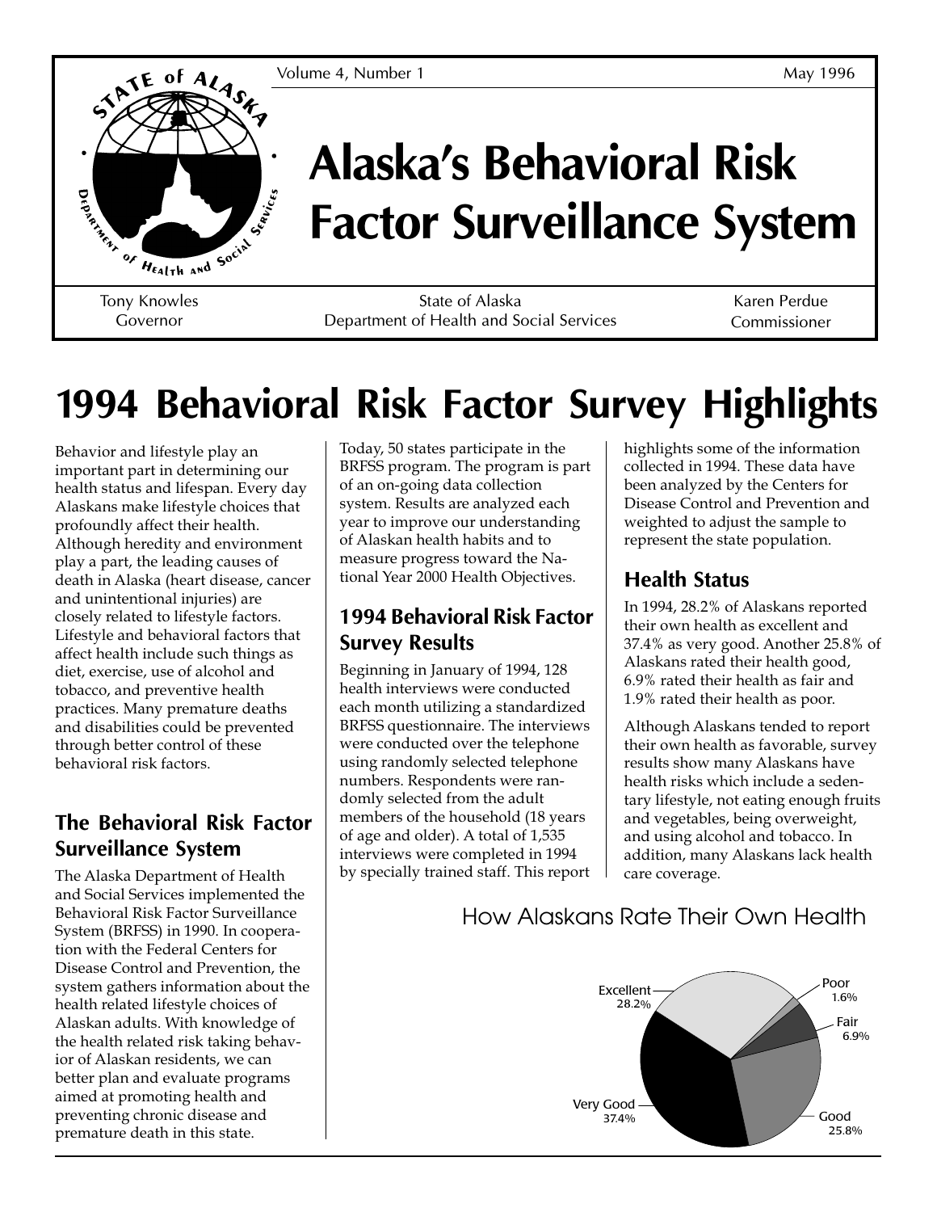Volume 4, Number 1 May 1996

# Alaska's Behavioral Risk Factor Surveillance System

Tony Knowles, Governor

State of Alaska, Department of Health and Social Services

Karen Perdue, Commissioner

# 1994 Behavioral Risk Factor Survey Highlights

Behavior and lifestyle play an important part in determining our health status and lifespan. Every day Alaskans make lifestyle choices that profoundly affect their health. Although heredity and environment play a part, the leading causes of death in Alaska (heart disease, cancer and unintentional injuries) are closely related to lifestyle factors. Lifestyle and behavioral factors that affect health include such things as diet, exercise, use of alcohol and tobacco, and preventive health practices. Many premature deaths and disabilities could be prevented through better control of these behavioral risk factors.

## The Behavioral Risk Factor Surveillance System

The Alaska Department of Health and Social Services implemented the Behavioral Risk Factor Surveillance System (BRFSS) in 1990. In cooperation with the Federal Centers for Disease Control and Prevention, the system gathers information about the health related lifestyle choices of Alaskan adults. With knowledge of the health related risk taking behavior of Alaskan residents, we can better plan and evaluate programs aimed at promoting health and preventing chronic disease and premature death in this state.

Today, 50 states participate in the BRFSS program. The program is part of an on-going data collection system. Results are analyzed each year to improve our understanding of Alaskan health habits and to measure progress toward the National Year 2000 Health Objectives.

## 1994 Behavioral Risk Factor Survey Results

Beginning in January of 1994, 128 health interviews were conducted each month utilizing a standardized BRFSS questionnaire. The interviews were conducted over the telephone using randomly selected telephone numbers. Respondents were randomly selected from the adult members of the household (18 years of age and older). A total of 1,535 interviews were completed in 1994 by specially trained staff. This report highlights some of the information collected in 1994. These data have been analyzed by the Centers for Disease Control and Prevention and weighted to adjust the sample to represent the state population.

## Health Status

In 1994, 28.2% of Alaskans reported their own health as excellent and 37.4% as very good. Another 25.8% of Alaskans rated their health good, 6.9% rated their health as fair and 1.9% rated their health as poor.

Although Alaskans tended to report their own health as favorable, survey results show many Alaskans have health risks which include a sedentary lifestyle, not eating enough fruits and vegetables, being overweight, and using alcohol and tobacco. In addition, many Alaskans lack health care coverage.

### How Alaskans Rate Their Own Health

| Rating | Percent |
|---|---|
| Excellent | 28.2% |
| Very Good | 37.4% |
| Good | 25.8% |
| Fair | 6.9% |
| Poor | 1.6% |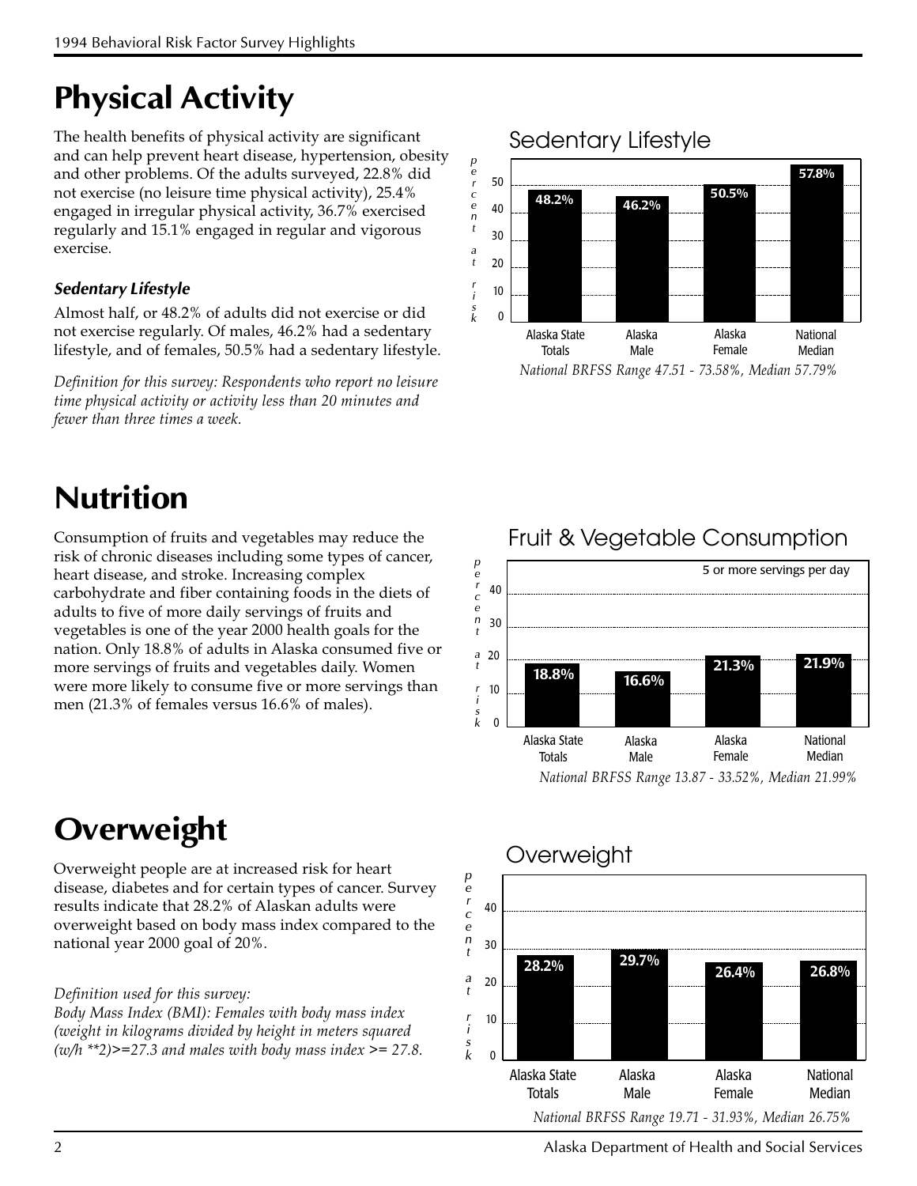# Physical Activity

The health benefits of physical activity are significant and can help prevent heart disease, hypertension, obesity and other problems. Of the adults surveyed, 22.8% did not exercise (no leisure time physical activity), 25.4% engaged in irregular physical activity, 36.7% exercised regularly and 15.1% engaged in regular and vigorous exercise.

### *Sedentary Lifestyle*

Almost half, or 48.2% of adults did not exercise or did not exercise regularly. Of males, 46.2% had a sedentary lifestyle, and of females, 50.5% had a sedentary lifestyle.

*Definition for this survey: Respondents who report no leisure time physical activity or activity less than 20 minutes and fewer than three times a week.*

**Sedentary Lifestyle**

| | Alaska State Totals | Alaska Male | Alaska Female | National Median |
|---|---|---|---|---|
| percent at risk | 48.2% | 46.2% | 50.5% | 57.8% |

*National BRFSS Range 47.51 - 73.58%, Median 57.79%*

# Nutrition

Consumption of fruits and vegetables may reduce the risk of chronic diseases including some types of cancer, heart disease, and stroke. Increasing complex carbohydrate and fiber containing foods in the diets of adults to five of more daily servings of fruits and vegetables is one of the year 2000 health goals for the nation. Only 18.8% of adults in Alaska consumed five or more servings of fruits and vegetables daily. Women were more likely to consume five or more servings than men (21.3% of females versus 16.6% of males).

**Fruit & Vegetable Consumption**

5 or more servings per day

| | Alaska State Totals | Alaska Male | Alaska Female | National Median |
|---|---|---|---|---|
| percent at risk | 18.8% | 16.6% | 21.3% | 21.9% |

*National BRFSS Range 13.87 - 33.52%, Median 21.99%*

# Overweight

Overweight people are at increased risk for heart disease, diabetes and for certain types of cancer. Survey results indicate that 28.2% of Alaskan adults were overweight based on body mass index compared to the national year 2000 goal of 20%.

*Definition used for this survey:*
*Body Mass Index (BMI): Females with body mass index (weight in kilograms divided by height in meters squared (w/h **2)>=27.3 and males with body mass index >= 27.8.*

**Overweight**

| | Alaska State Totals | Alaska Male | Alaska Female | National Median |
|---|---|---|---|---|
| percent at risk | 28.2% | 29.7% | 26.4% | 26.8% |

*National BRFSS Range 19.71 - 31.93%, Median 26.75%*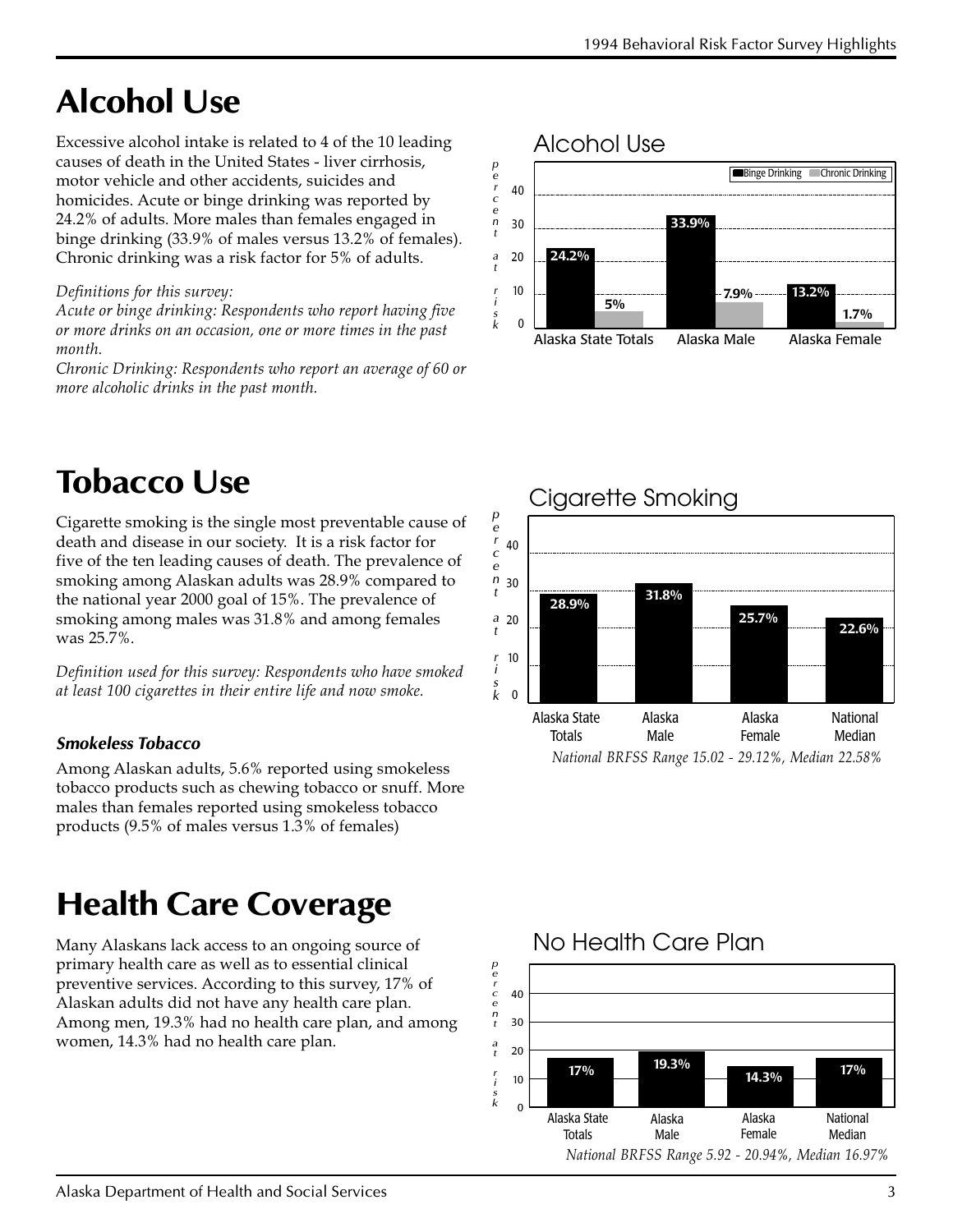# Alcohol Use

Excessive alcohol intake is related to 4 of the 10 leading causes of death in the United States - liver cirrhosis, motor vehicle and other accidents, suicides and homicides. Acute or binge drinking was reported by 24.2% of adults. More males than females engaged in binge drinking (33.9% of males versus 13.2% of females). Chronic drinking was a risk factor for 5% of adults.

*Definitions for this survey:*
*Acute or binge drinking: Respondents who report having five or more drinks on an occasion, one or more times in the past month.*
*Chronic Drinking: Respondents who report an average of 60 or more alcoholic drinks in the past month.*

Alcohol Use

| | Binge Drinking | Chronic Drinking |
|---|---|---|
| Alaska State Totals | 24.2% | 5% |
| Alaska Male | 33.9% | 7.9% |
| Alaska Female | 13.2% | 1.7% |

# Tobacco Use

Cigarette smoking is the single most preventable cause of death and disease in our society. It is a risk factor for five of the ten leading causes of death. The prevalence of smoking among Alaskan adults was 28.9% compared to the national year 2000 goal of 15%. The prevalence of smoking among males was 31.8% and among females was 25.7%.

*Definition used for this survey: Respondents who have smoked at least 100 cigarettes in their entire life and now smoke.*

Cigarette Smoking

| | percent at risk |
|---|---|
| Alaska State Totals | 28.9% |
| Alaska Male | 31.8% |
| Alaska Female | 25.7% |
| National Median | 22.6% |

*National BRFSS Range 15.02 - 29.12%, Median 22.58%*

### *Smokeless Tobacco*

Among Alaskan adults, 5.6% reported using smokeless tobacco products such as chewing tobacco or snuff. More males than females reported using smokeless tobacco products (9.5% of males versus 1.3% of females)

# Health Care Coverage

Many Alaskans lack access to an ongoing source of primary health care as well as to essential clinical preventive services. According to this survey, 17% of Alaskan adults did not have any health care plan. Among men, 19.3% had no health care plan, and among women, 14.3% had no health care plan.

No Health Care Plan

| | percent at risk |
|---|---|
| Alaska State Totals | 17% |
| Alaska Male | 19.3% |
| Alaska Female | 14.3% |
| National Median | 17% |

*National BRFSS Range 5.92 - 20.94%, Median 16.97%*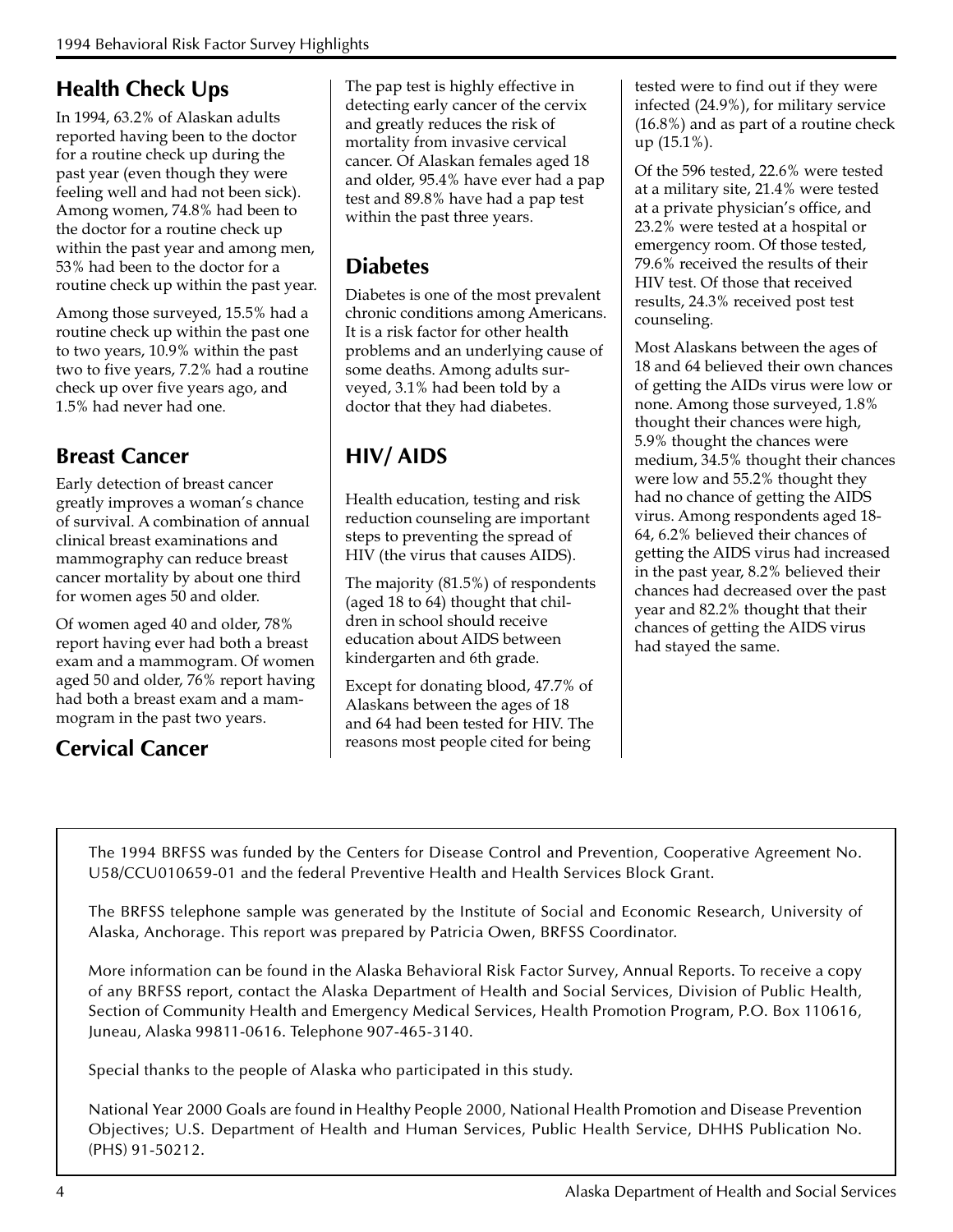## Health Check Ups

In 1994, 63.2% of Alaskan adults reported having been to the doctor for a routine check up during the past year (even though they were feeling well and had not been sick). Among women, 74.8% had been to the doctor for a routine check up within the past year and among men, 53% had been to the doctor for a routine check up within the past year.

Among those surveyed, 15.5% had a routine check up within the past one to two years, 10.9% within the past two to five years, 7.2% had a routine check up over five years ago, and 1.5% had never had one.

## Breast Cancer

Early detection of breast cancer greatly improves a woman's chance of survival. A combination of annual clinical breast examinations and mammography can reduce breast cancer mortality by about one third for women ages 50 and older.

Of women aged 40 and older, 78% report having ever had both a breast exam and a mammogram. Of women aged 50 and older, 76% report having had both a breast exam and a mammogram in the past two years.

## Cervical Cancer

The pap test is highly effective in detecting early cancer of the cervix and greatly reduces the risk of mortality from invasive cervical cancer. Of Alaskan females aged 18 and older, 95.4% have ever had a pap test and 89.8% have had a pap test within the past three years.

## Diabetes

Diabetes is one of the most prevalent chronic conditions among Americans. It is a risk factor for other health problems and an underlying cause of some deaths. Among adults surveyed, 3.1% had been told by a doctor that they had diabetes.

## HIV/ AIDS

Health education, testing and risk reduction counseling are important steps to preventing the spread of HIV (the virus that causes AIDS).

The majority (81.5%) of respondents (aged 18 to 64) thought that children in school should receive education about AIDS between kindergarten and 6th grade.

Except for donating blood, 47.7% of Alaskans between the ages of 18 and 64 had been tested for HIV. The reasons most people cited for being tested were to find out if they were infected (24.9%), for military service (16.8%) and as part of a routine check up (15.1%).

Of the 596 tested, 22.6% were tested at a military site, 21.4% were tested at a private physician's office, and 23.2% were tested at a hospital or emergency room. Of those tested, 79.6% received the results of their HIV test. Of those that received results, 24.3% received post test counseling.

Most Alaskans between the ages of 18 and 64 believed their own chances of getting the AIDs virus were low or none. Among those surveyed, 1.8% thought their chances were high, 5.9% thought the chances were medium, 34.5% thought their chances were low and 55.2% thought they had no chance of getting the AIDS virus. Among respondents aged 18-64, 6.2% believed their chances of getting the AIDS virus had increased in the past year, 8.2% believed their chances had decreased over the past year and 82.2% thought that their chances of getting the AIDS virus had stayed the same.

---

The 1994 BRFSS was funded by the Centers for Disease Control and Prevention, Cooperative Agreement No. U58/CCU010659-01 and the federal Preventive Health and Health Services Block Grant.

The BRFSS telephone sample was generated by the Institute of Social and Economic Research, University of Alaska, Anchorage. This report was prepared by Patricia Owen, BRFSS Coordinator.

More information can be found in the Alaska Behavioral Risk Factor Survey, Annual Reports. To receive a copy of any BRFSS report, contact the Alaska Department of Health and Social Services, Division of Public Health, Section of Community Health and Emergency Medical Services, Health Promotion Program, P.O. Box 110616, Juneau, Alaska 99811-0616. Telephone 907-465-3140.

Special thanks to the people of Alaska who participated in this study.

National Year 2000 Goals are found in Healthy People 2000, National Health Promotion and Disease Prevention Objectives; U.S. Department of Health and Human Services, Public Health Service, DHHS Publication No. (PHS) 91-50212.